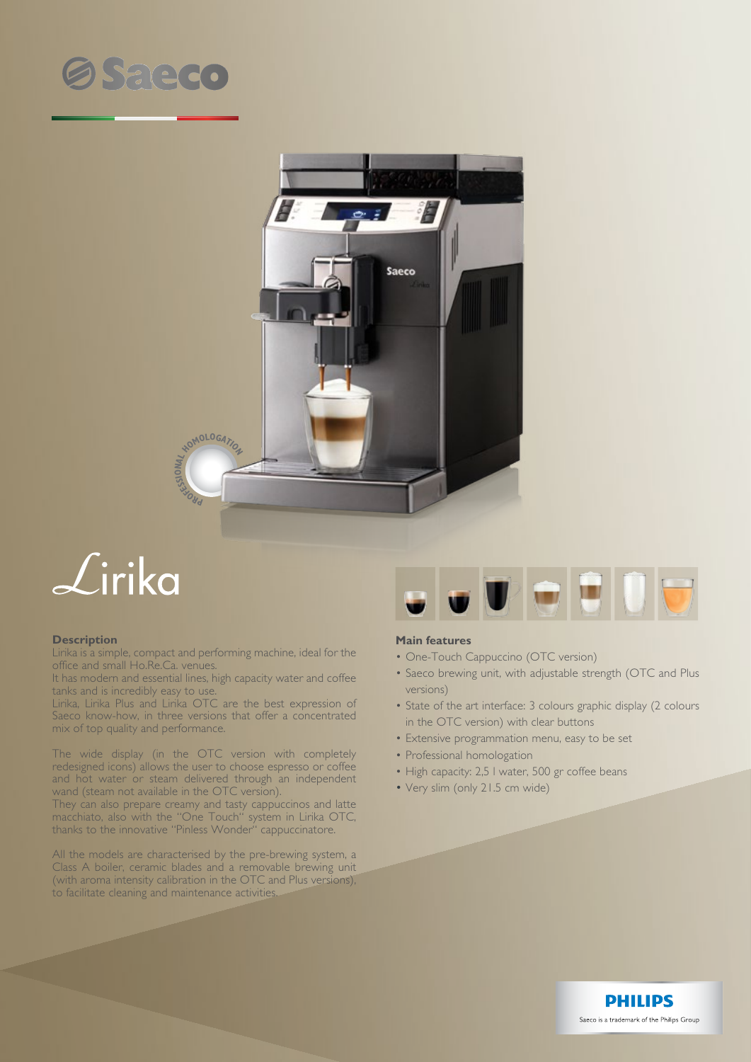# Saeco

# Lirika

## Description

Lirika is a simple, compact and performing machine, ideal for the office and small Ho.Re.Ca. venues.
It has modern and essential lines, high capacity water and coffee tanks and is incredibly easy to use.
Lirika, Lirika Plus and Lirika OTC are the best expression of Saeco know-how, in three versions that offer a concentrated mix of top quality and performance.

The wide display (in the OTC version with completely redesigned icons) allows the user to choose espresso or coffee and hot water or steam delivered through an independent wand (steam not available in the OTC version).
They can also prepare creamy and tasty cappuccinos and latte macchiato, also with the "One Touch" system in Lirika OTC, thanks to the innovative "Pinless Wonder" cappuccinatore.

All the models are characterised by the pre-brewing system, a Class A boiler, ceramic blades and a removable brewing unit (with aroma intensity calibration in the OTC and Plus versions), to facilitate cleaning and maintenance activities.

## Main features

- One-Touch Cappuccino (OTC version)
- Saeco brewing unit, with adjustable strength (OTC and Plus versions)
- State of the art interface: 3 colours graphic display (2 colours in the OTC version) with clear buttons
- Extensive programmation menu, easy to be set
- Professional homologation
- High capacity: 2,5 l water, 500 gr coffee beans
- Very slim (only 21.5 cm wide)

PHILIPS

Saeco is a trademark of the Philips Group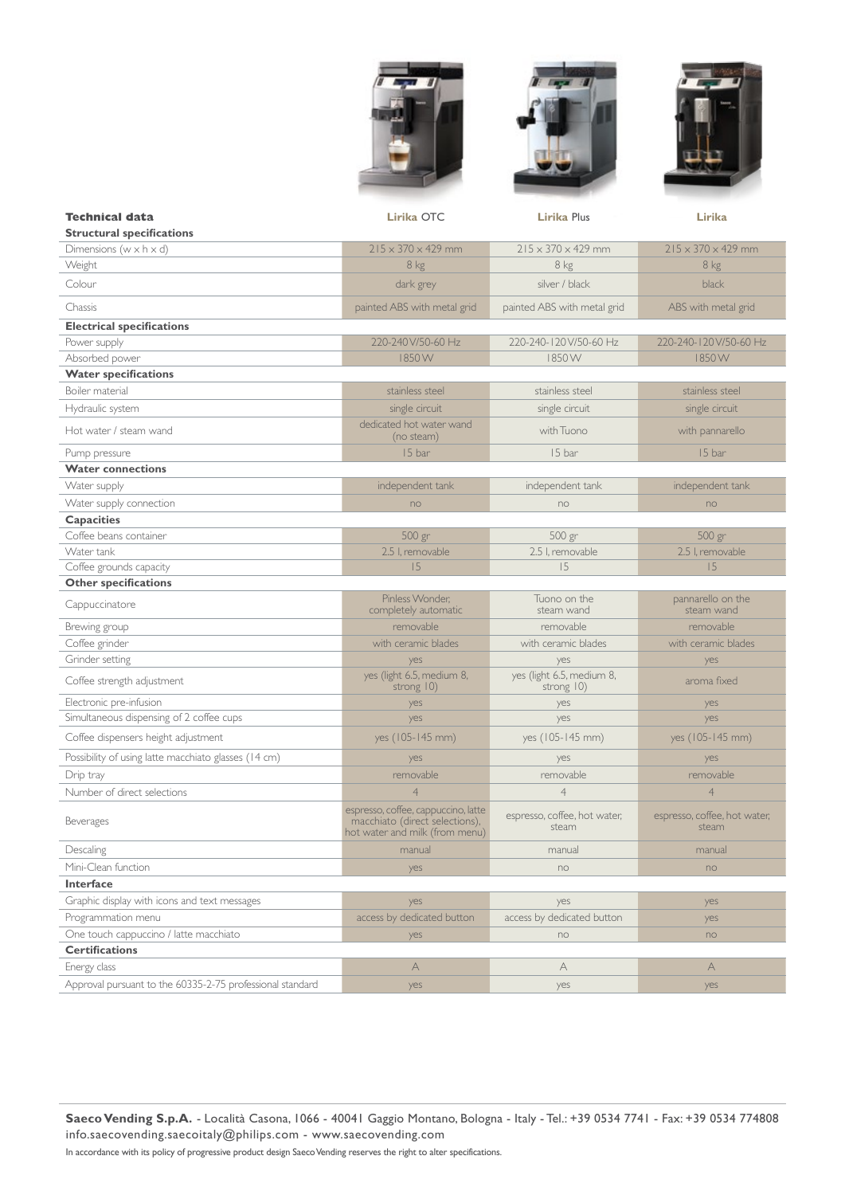| Technical data | Lirika OTC | Lirika Plus | Lirika |
|---|---|---|---|
| **Structural specifications** | | | |
| Dimensions (w x h x d) | 215 x 370 x 429 mm | 215 x 370 x 429 mm | 215 x 370 x 429 mm |
| Weight | 8 kg | 8 kg | 8 kg |
| Colour | dark grey | silver / black | black |
| Chassis | painted ABS with metal grid | painted ABS with metal grid | ABS with metal grid |
| **Electrical specifications** | | | |
| Power supply | 220-240 V/50-60 Hz | 220-240-120 V/50-60 Hz | 220-240-120 V/50-60 Hz |
| Absorbed power | 1850 W | 1850 W | 1850 W |
| **Water specifications** | | | |
| Boiler material | stainless steel | stainless steel | stainless steel |
| Hydraulic system | single circuit | single circuit | single circuit |
| Hot water / steam wand | dedicated hot water wand (no steam) | with Tuono | with pannarello |
| Pump pressure | 15 bar | 15 bar | 15 bar |
| **Water connections** | | | |
| Water supply | independent tank | independent tank | independent tank |
| Water supply connection | no | no | no |
| **Capacities** | | | |
| Coffee beans container | 500 gr | 500 gr | 500 gr |
| Water tank | 2.5 l, removable | 2.5 l, removable | 2.5 l, removable |
| Coffee grounds capacity | 15 | 15 | 15 |
| **Other specifications** | | | |
| Cappuccinatore | Pinless Wonder, completely automatic | Tuono on the steam wand | pannarello on the steam wand |
| Brewing group | removable | removable | removable |
| Coffee grinder | with ceramic blades | with ceramic blades | with ceramic blades |
| Grinder setting | yes | yes | yes |
| Coffee strength adjustment | yes (light 6.5, medium 8, strong 10) | yes (light 6.5, medium 8, strong 10) | aroma fixed |
| Electronic pre-infusion | yes | yes | yes |
| Simultaneous dispensing of 2 coffee cups | yes | yes | yes |
| Coffee dispensers height adjustment | yes (105-145 mm) | yes (105-145 mm) | yes (105-145 mm) |
| Possibility of using latte macchiato glasses (14 cm) | yes | yes | yes |
| Drip tray | removable | removable | removable |
| Number of direct selections | 4 | 4 | 4 |
| Beverages | espresso, coffee, cappuccino, latte macchiato (direct selections), hot water and milk (from menu) | espresso, coffee, hot water, steam | espresso, coffee, hot water, steam |
| Descaling | manual | manual | manual |
| Mini-Clean function | yes | no | no |
| **Interface** | | | |
| Graphic display with icons and text messages | yes | yes | yes |
| Programmation menu | access by dedicated button | access by dedicated button | yes |
| One touch cappuccino / latte macchiato | yes | no | no |
| **Certifications** | | | |
| Energy class | A | A | A |
| Approval pursuant to the 60335-2-75 professional standard | yes | yes | yes |

**Saeco Vending S.p.A.** - Località Casona, 1066 - 40041 Gaggio Montano, Bologna - Italy - Tel.: +39 0534 7741 - Fax: +39 0534 774808
info.saecovending.saecoitaly@philips.com - www.saecovending.com

In accordance with its policy of progressive product design Saeco Vending reserves the right to alter specifications.